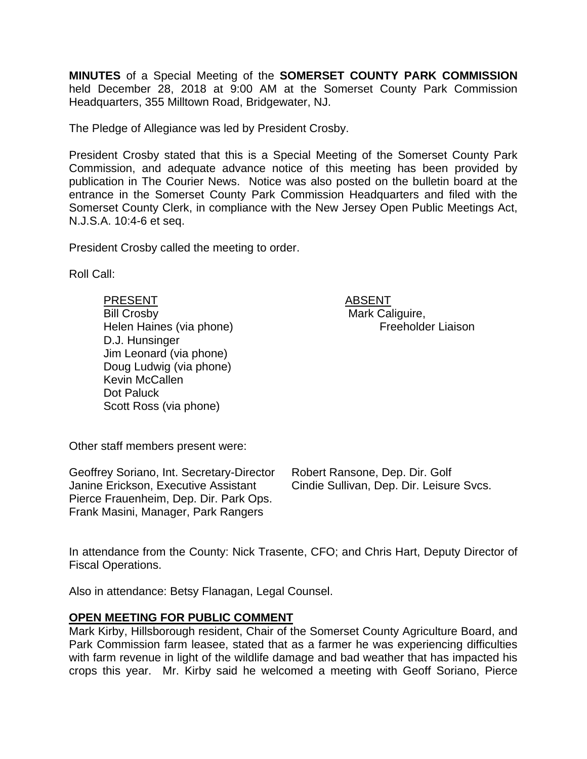**MINUTES** of a Special Meeting of the **SOMERSET COUNTY PARK COMMISSION** held December 28, 2018 at 9:00 AM at the Somerset County Park Commission Headquarters, 355 Milltown Road, Bridgewater, NJ.

The Pledge of Allegiance was led by President Crosby.

President Crosby stated that this is a Special Meeting of the Somerset County Park Commission, and adequate advance notice of this meeting has been provided by publication in The Courier News. Notice was also posted on the bulletin board at the entrance in the Somerset County Park Commission Headquarters and filed with the Somerset County Clerk, in compliance with the New Jersey Open Public Meetings Act, N.J.S.A. 10:4-6 et seq.

President Crosby called the meeting to order.

Roll Call:

| PRESENT | ABSENT |
|---|---|
| Bill Crosby | Mark Caliguire, Freeholder Liaison |
| Helen Haines (via phone) | |
| D.J. Hunsinger | |
| Jim Leonard (via phone) | |
| Doug Ludwig (via phone) | |
| Kevin McCallen | |
| Dot Paluck | |
| Scott Ross (via phone) | |

Other staff members present were:

Geoffrey Soriano, Int. Secretary-Director
Janine Erickson, Executive Assistant
Pierce Frauenheim, Dep. Dir. Park Ops.
Frank Masini, Manager, Park Rangers
Robert Ransone, Dep. Dir. Golf
Cindie Sullivan, Dep. Dir. Leisure Svcs.

In attendance from the County: Nick Trasente, CFO; and Chris Hart, Deputy Director of Fiscal Operations.

Also in attendance: Betsy Flanagan, Legal Counsel.

**OPEN MEETING FOR PUBLIC COMMENT**

Mark Kirby, Hillsborough resident, Chair of the Somerset County Agriculture Board, and Park Commission farm leasee, stated that as a farmer he was experiencing difficulties with farm revenue in light of the wildlife damage and bad weather that has impacted his crops this year. Mr. Kirby said he welcomed a meeting with Geoff Soriano, Pierce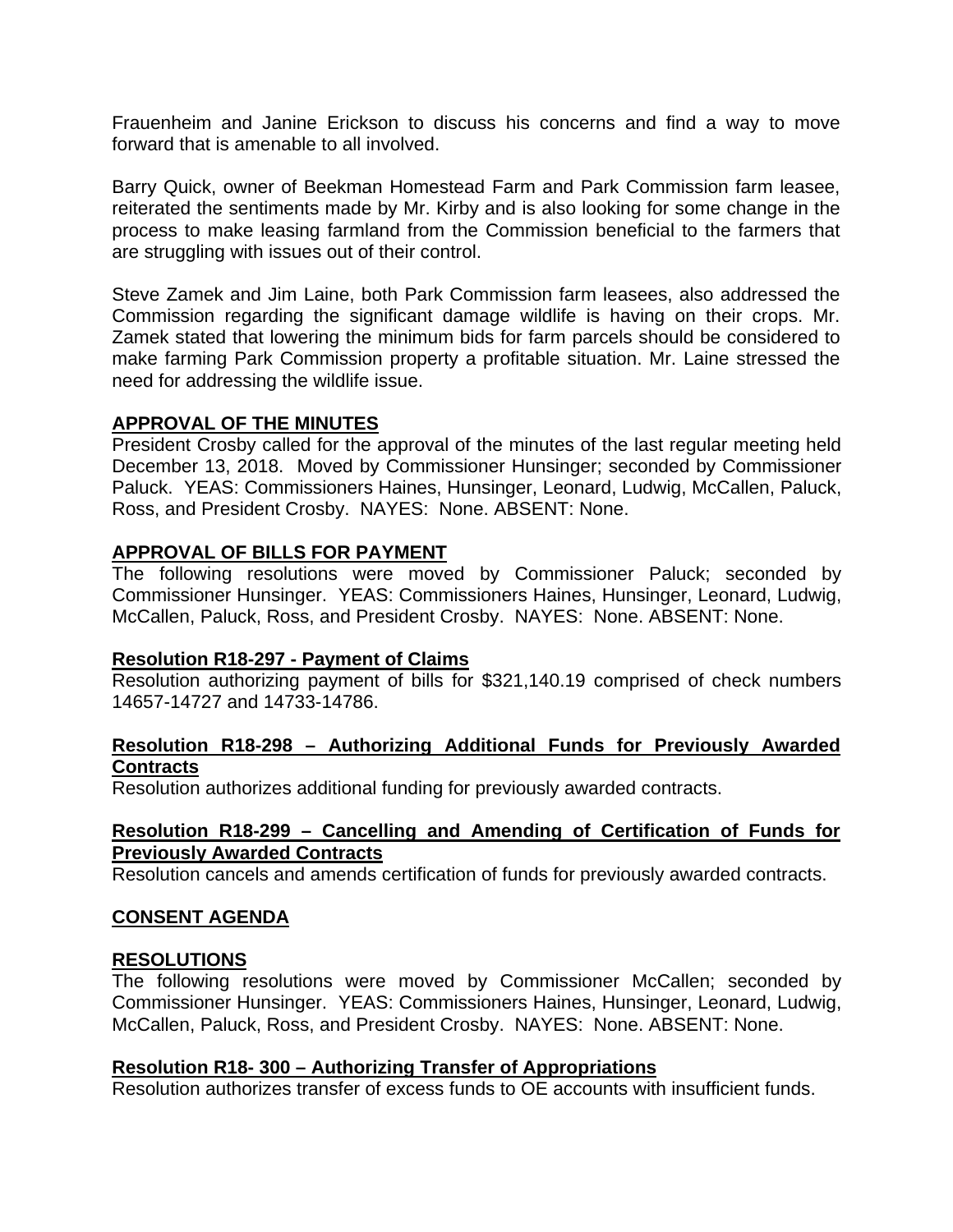Frauenheim and Janine Erickson to discuss his concerns and find a way to move forward that is amenable to all involved.

Barry Quick, owner of Beekman Homestead Farm and Park Commission farm leasee, reiterated the sentiments made by Mr. Kirby and is also looking for some change in the process to make leasing farmland from the Commission beneficial to the farmers that are struggling with issues out of their control.

Steve Zamek and Jim Laine, both Park Commission farm leasees, also addressed the Commission regarding the significant damage wildlife is having on their crops. Mr. Zamek stated that lowering the minimum bids for farm parcels should be considered to make farming Park Commission property a profitable situation. Mr. Laine stressed the need for addressing the wildlife issue.

**APPROVAL OF THE MINUTES**

President Crosby called for the approval of the minutes of the last regular meeting held December 13, 2018. Moved by Commissioner Hunsinger; seconded by Commissioner Paluck. YEAS: Commissioners Haines, Hunsinger, Leonard, Ludwig, McCallen, Paluck, Ross, and President Crosby. NAYES: None. ABSENT: None.

**APPROVAL OF BILLS FOR PAYMENT**

The following resolutions were moved by Commissioner Paluck; seconded by Commissioner Hunsinger. YEAS: Commissioners Haines, Hunsinger, Leonard, Ludwig, McCallen, Paluck, Ross, and President Crosby. NAYES: None. ABSENT: None.

**Resolution R18-297 - Payment of Claims**

Resolution authorizing payment of bills for $321,140.19 comprised of check numbers 14657-14727 and 14733-14786.

**Resolution R18-298 – Authorizing Additional Funds for Previously Awarded Contracts**

Resolution authorizes additional funding for previously awarded contracts.

**Resolution R18-299 – Cancelling and Amending of Certification of Funds for Previously Awarded Contracts**

Resolution cancels and amends certification of funds for previously awarded contracts.

**CONSENT AGENDA**

**RESOLUTIONS**

The following resolutions were moved by Commissioner McCallen; seconded by Commissioner Hunsinger. YEAS: Commissioners Haines, Hunsinger, Leonard, Ludwig, McCallen, Paluck, Ross, and President Crosby. NAYES: None. ABSENT: None.

**Resolution R18- 300 – Authorizing Transfer of Appropriations**

Resolution authorizes transfer of excess funds to OE accounts with insufficient funds.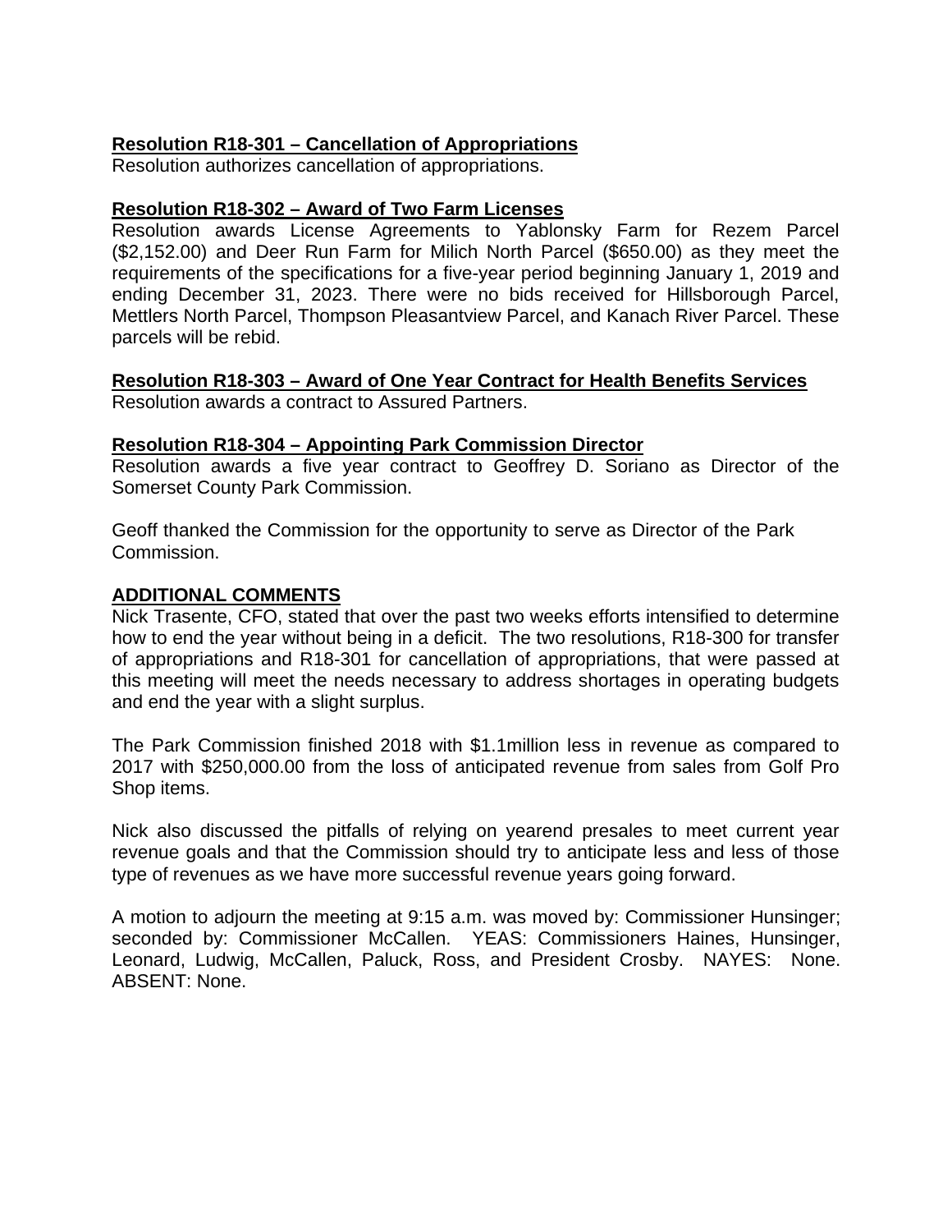**Resolution R18-301 – Cancellation of Appropriations**
Resolution authorizes cancellation of appropriations.

**Resolution R18-302 – Award of Two Farm Licenses**
Resolution awards License Agreements to Yablonsky Farm for Rezem Parcel ($2,152.00) and Deer Run Farm for Milich North Parcel ($650.00) as they meet the requirements of the specifications for a five-year period beginning January 1, 2019 and ending December 31, 2023. There were no bids received for Hillsborough Parcel, Mettlers North Parcel, Thompson Pleasantview Parcel, and Kanach River Parcel. These parcels will be rebid.

**Resolution R18-303 – Award of One Year Contract for Health Benefits Services**
Resolution awards a contract to Assured Partners.

**Resolution R18-304 – Appointing Park Commission Director**
Resolution awards a five year contract to Geoffrey D. Soriano as Director of the Somerset County Park Commission.

Geoff thanked the Commission for the opportunity to serve as Director of the Park Commission.

**ADDITIONAL COMMENTS**
Nick Trasente, CFO, stated that over the past two weeks efforts intensified to determine how to end the year without being in a deficit. The two resolutions, R18-300 for transfer of appropriations and R18-301 for cancellation of appropriations, that were passed at this meeting will meet the needs necessary to address shortages in operating budgets and end the year with a slight surplus.

The Park Commission finished 2018 with $1.1million less in revenue as compared to 2017 with $250,000.00 from the loss of anticipated revenue from sales from Golf Pro Shop items.

Nick also discussed the pitfalls of relying on yearend presales to meet current year revenue goals and that the Commission should try to anticipate less and less of those type of revenues as we have more successful revenue years going forward.

A motion to adjourn the meeting at 9:15 a.m. was moved by: Commissioner Hunsinger; seconded by: Commissioner McCallen. YEAS: Commissioners Haines, Hunsinger, Leonard, Ludwig, McCallen, Paluck, Ross, and President Crosby. NAYES: None. ABSENT: None.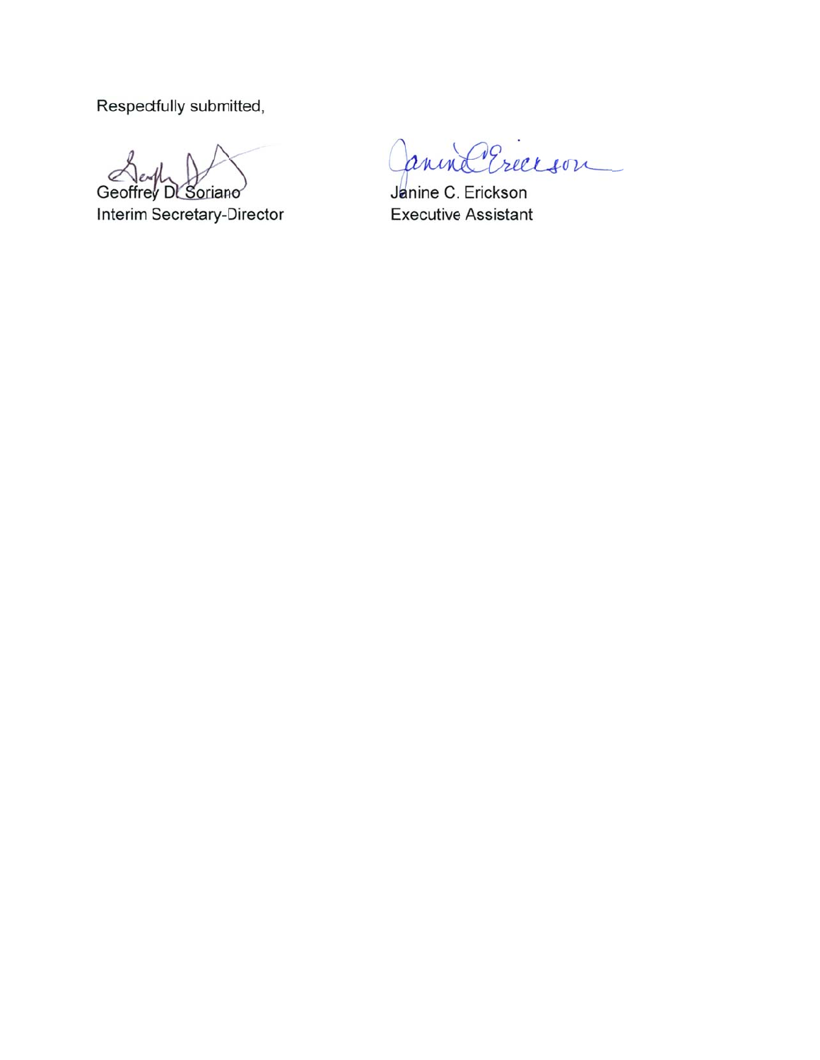Respectfully submitted,

| | |
|---|---|
| Geoffrey D. Soriano | Janine C. Erickson |
| Interim Secretary-Director | Executive Assistant |